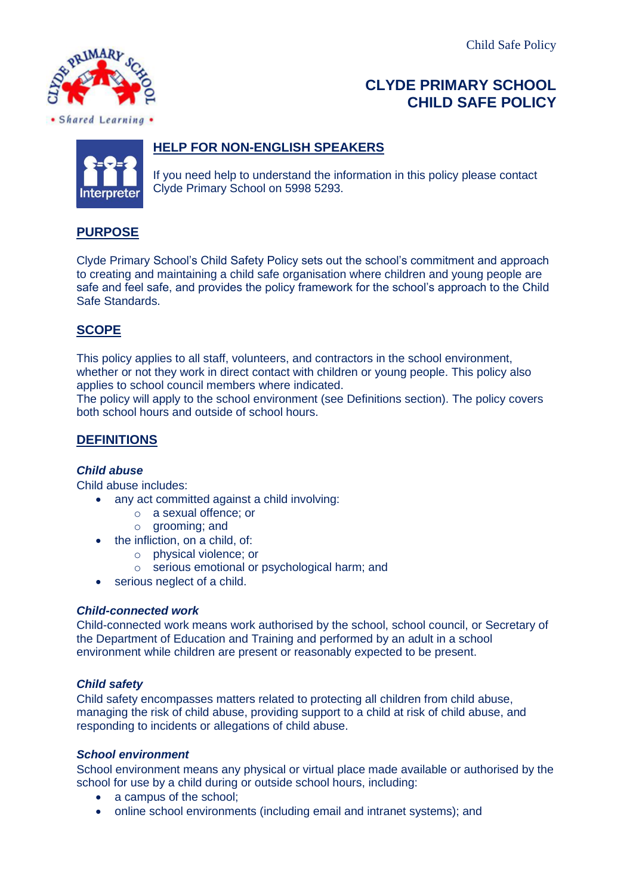# CLYDE PRIMARY SCHOOL CHILD SAFE POLICY

## HELP FOR NON-ENGLISH SPEAKERS

If you need help to understand the information in this policy please contact Clyde Primary School on 5998 5293.

## PURPOSE

Clyde Primary School's Child Safety Policy sets out the school's commitment and approach to creating and maintaining a child safe organisation where children and young people are safe and feel safe, and provides the policy framework for the school's approach to the Child Safe Standards.

## SCOPE

This policy applies to all staff, volunteers, and contractors in the school environment, whether or not they work in direct contact with children or young people. This policy also applies to school council members where indicated.

The policy will apply to the school environment (see Definitions section). The policy covers both school hours and outside of school hours.

## DEFINITIONS

***Child abuse***

Child abuse includes:

- any act committed against a child involving:
    - a sexual offence; or
    - grooming; and
- the infliction, on a child, of:
    - physical violence; or
    - serious emotional or psychological harm; and
- serious neglect of a child.

***Child-connected work***

Child-connected work means work authorised by the school, school council, or Secretary of the Department of Education and Training and performed by an adult in a school environment while children are present or reasonably expected to be present.

***Child safety***

Child safety encompasses matters related to protecting all children from child abuse, managing the risk of child abuse, providing support to a child at risk of child abuse, and responding to incidents or allegations of child abuse.

***School environment***

School environment means any physical or virtual place made available or authorised by the school for use by a child during or outside school hours, including:

- a campus of the school;
- online school environments (including email and intranet systems); and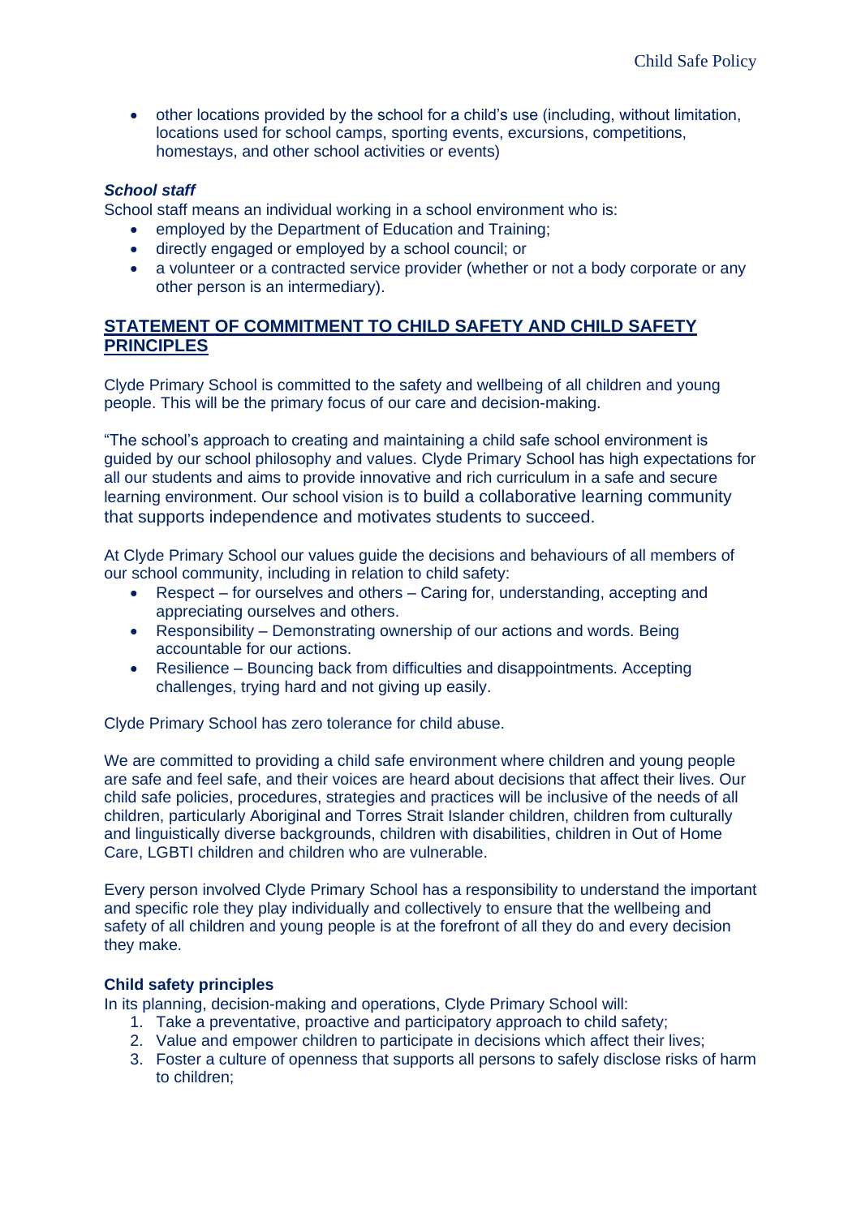- other locations provided by the school for a child's use (including, without limitation, locations used for school camps, sporting events, excursions, competitions, homestays, and other school activities or events)

***School staff***

School staff means an individual working in a school environment who is:

- employed by the Department of Education and Training;
- directly engaged or employed by a school council; or
- a volunteer or a contracted service provider (whether or not a body corporate or any other person is an intermediary).

## STATEMENT OF COMMITMENT TO CHILD SAFETY AND CHILD SAFETY PRINCIPLES

Clyde Primary School is committed to the safety and wellbeing of all children and young people. This will be the primary focus of our care and decision-making.

"The school's approach to creating and maintaining a child safe school environment is guided by our school philosophy and values. Clyde Primary School has high expectations for all our students and aims to provide innovative and rich curriculum in a safe and secure learning environment. Our school vision is to build a collaborative learning community that supports independence and motivates students to succeed.

At Clyde Primary School our values guide the decisions and behaviours of all members of our school community, including in relation to child safety:

- Respect – for ourselves and others – Caring for, understanding, accepting and appreciating ourselves and others.
- Responsibility – Demonstrating ownership of our actions and words. Being accountable for our actions.
- Resilience – Bouncing back from difficulties and disappointments. Accepting challenges, trying hard and not giving up easily.

Clyde Primary School has zero tolerance for child abuse.

We are committed to providing a child safe environment where children and young people are safe and feel safe, and their voices are heard about decisions that affect their lives. Our child safe policies, procedures, strategies and practices will be inclusive of the needs of all children, particularly Aboriginal and Torres Strait Islander children, children from culturally and linguistically diverse backgrounds, children with disabilities, children in Out of Home Care, LGBTI children and children who are vulnerable.

Every person involved Clyde Primary School has a responsibility to understand the important and specific role they play individually and collectively to ensure that the wellbeing and safety of all children and young people is at the forefront of all they do and every decision they make.

**Child safety principles**

In its planning, decision-making and operations, Clyde Primary School will:

1. Take a preventative, proactive and participatory approach to child safety;
2. Value and empower children to participate in decisions which affect their lives;
3. Foster a culture of openness that supports all persons to safely disclose risks of harm to children;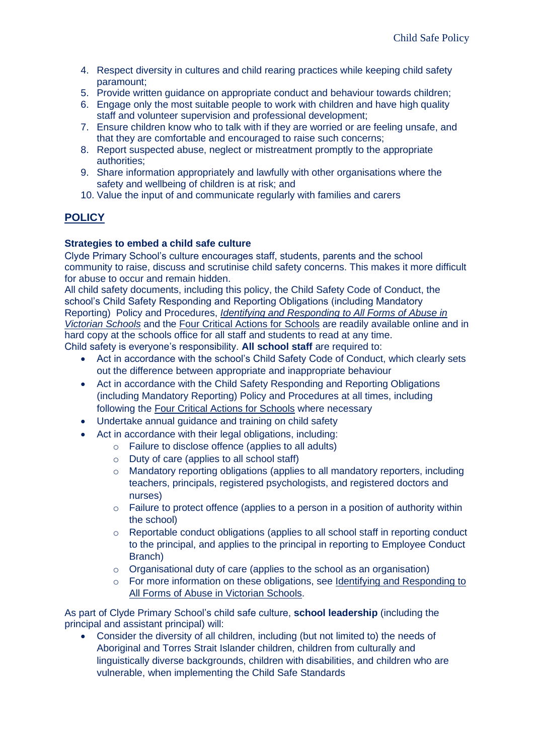4. Respect diversity in cultures and child rearing practices while keeping child safety paramount;
5. Provide written guidance on appropriate conduct and behaviour towards children;
6. Engage only the most suitable people to work with children and have high quality staff and volunteer supervision and professional development;
7. Ensure children know who to talk with if they are worried or are feeling unsafe, and that they are comfortable and encouraged to raise such concerns;
8. Report suspected abuse, neglect or mistreatment promptly to the appropriate authorities;
9. Share information appropriately and lawfully with other organisations where the safety and wellbeing of children is at risk; and
10. Value the input of and communicate regularly with families and carers

## POLICY

**Strategies to embed a child safe culture**

Clyde Primary School's culture encourages staff, students, parents and the school community to raise, discuss and scrutinise child safety concerns. This makes it more difficult for abuse to occur and remain hidden.

All child safety documents, including this policy, the Child Safety Code of Conduct, the school's Child Safety Responding and Reporting Obligations (including Mandatory Reporting) Policy and Procedures, *Identifying and Responding to All Forms of Abuse in Victorian Schools* and the Four Critical Actions for Schools are readily available online and in hard copy at the schools office for all staff and students to read at any time.

Child safety is everyone's responsibility. **All school staff** are required to:

- Act in accordance with the school's Child Safety Code of Conduct, which clearly sets out the difference between appropriate and inappropriate behaviour
- Act in accordance with the Child Safety Responding and Reporting Obligations (including Mandatory Reporting) Policy and Procedures at all times, including following the Four Critical Actions for Schools where necessary
- Undertake annual guidance and training on child safety
- Act in accordance with their legal obligations, including:
  - Failure to disclose offence (applies to all adults)
  - Duty of care (applies to all school staff)
  - Mandatory reporting obligations (applies to all mandatory reporters, including teachers, principals, registered psychologists, and registered doctors and nurses)
  - Failure to protect offence (applies to a person in a position of authority within the school)
  - Reportable conduct obligations (applies to all school staff in reporting conduct to the principal, and applies to the principal in reporting to Employee Conduct Branch)
  - Organisational duty of care (applies to the school as an organisation)
  - For more information on these obligations, see Identifying and Responding to All Forms of Abuse in Victorian Schools.

As part of Clyde Primary School's child safe culture, **school leadership** (including the principal and assistant principal) will:

- Consider the diversity of all children, including (but not limited to) the needs of Aboriginal and Torres Strait Islander children, children from culturally and linguistically diverse backgrounds, children with disabilities, and children who are vulnerable, when implementing the Child Safe Standards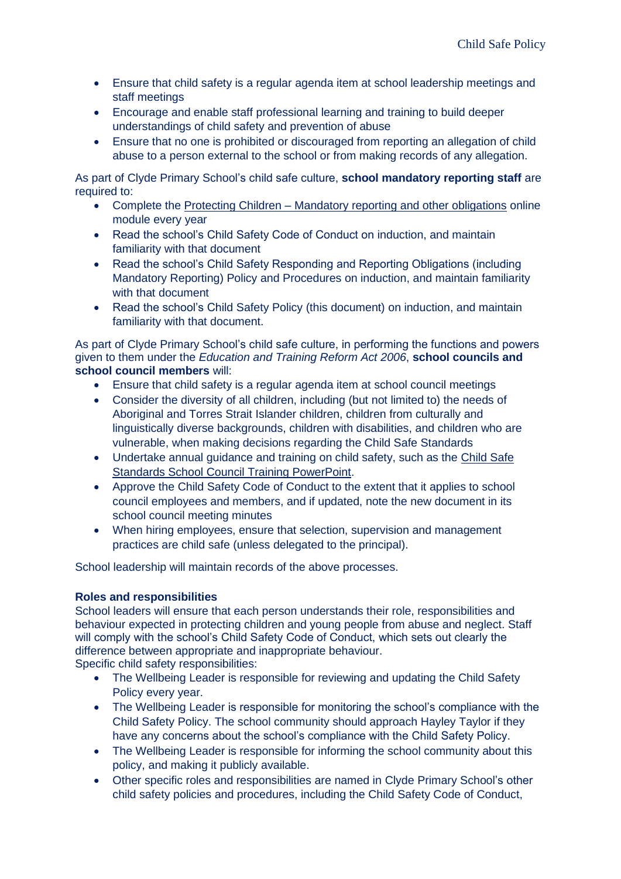- Ensure that child safety is a regular agenda item at school leadership meetings and staff meetings
- Encourage and enable staff professional learning and training to build deeper understandings of child safety and prevention of abuse
- Ensure that no one is prohibited or discouraged from reporting an allegation of child abuse to a person external to the school or from making records of any allegation.

As part of Clyde Primary School's child safe culture, **school mandatory reporting staff** are required to:

- Complete the Protecting Children – Mandatory reporting and other obligations online module every year
- Read the school's Child Safety Code of Conduct on induction, and maintain familiarity with that document
- Read the school's Child Safety Responding and Reporting Obligations (including Mandatory Reporting) Policy and Procedures on induction, and maintain familiarity with that document
- Read the school's Child Safety Policy (this document) on induction, and maintain familiarity with that document.

As part of Clyde Primary School's child safe culture, in performing the functions and powers given to them under the *Education and Training Reform Act 2006*, **school councils and school council members** will:

- Ensure that child safety is a regular agenda item at school council meetings
- Consider the diversity of all children, including (but not limited to) the needs of Aboriginal and Torres Strait Islander children, children from culturally and linguistically diverse backgrounds, children with disabilities, and children who are vulnerable, when making decisions regarding the Child Safe Standards
- Undertake annual guidance and training on child safety, such as the Child Safe Standards School Council Training PowerPoint.
- Approve the Child Safety Code of Conduct to the extent that it applies to school council employees and members, and if updated, note the new document in its school council meeting minutes
- When hiring employees, ensure that selection, supervision and management practices are child safe (unless delegated to the principal).

School leadership will maintain records of the above processes.

**Roles and responsibilities**

School leaders will ensure that each person understands their role, responsibilities and behaviour expected in protecting children and young people from abuse and neglect. Staff will comply with the school's Child Safety Code of Conduct, which sets out clearly the difference between appropriate and inappropriate behaviour.

Specific child safety responsibilities:

- The Wellbeing Leader is responsible for reviewing and updating the Child Safety Policy every year.
- The Wellbeing Leader is responsible for monitoring the school's compliance with the Child Safety Policy. The school community should approach Hayley Taylor if they have any concerns about the school's compliance with the Child Safety Policy.
- The Wellbeing Leader is responsible for informing the school community about this policy, and making it publicly available.
- Other specific roles and responsibilities are named in Clyde Primary School's other child safety policies and procedures, including the Child Safety Code of Conduct,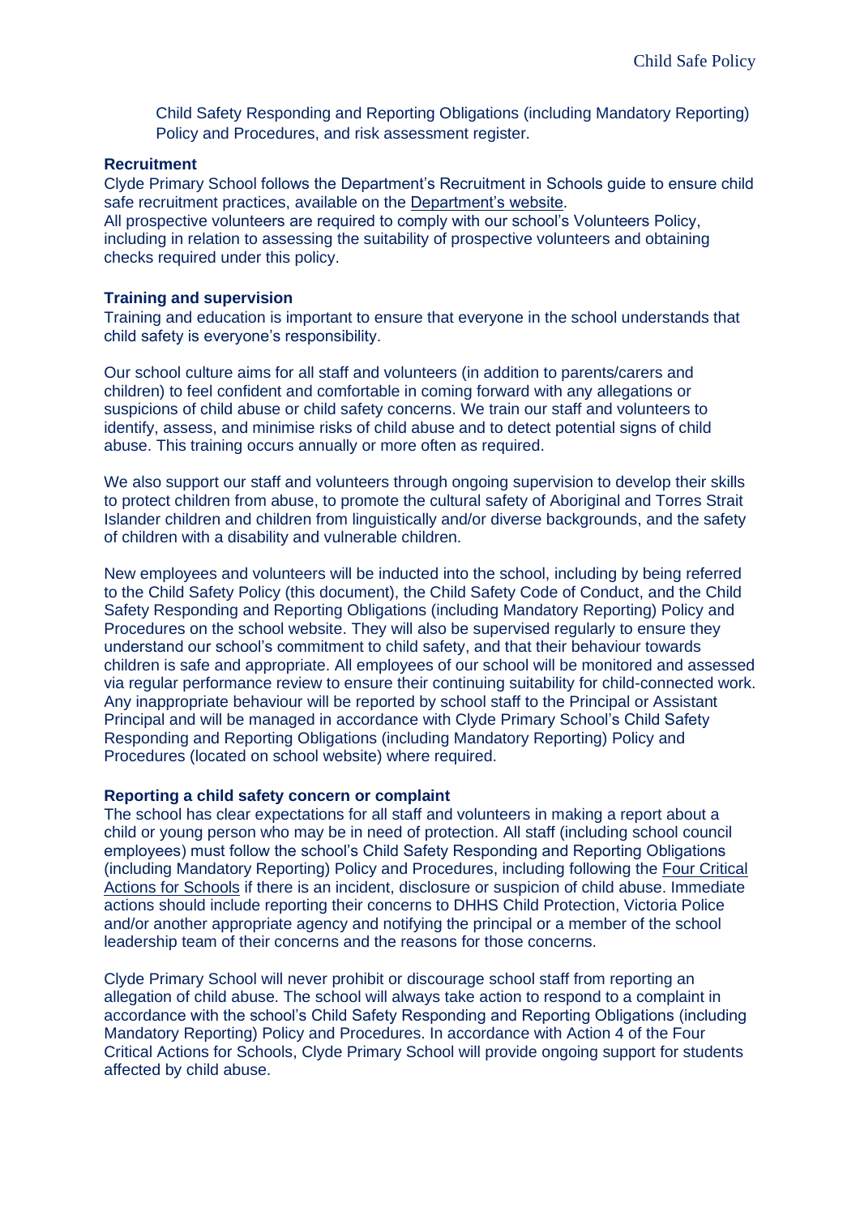Child Safety Responding and Reporting Obligations (including Mandatory Reporting) Policy and Procedures, and risk assessment register.

**Recruitment**

Clyde Primary School follows the Department's Recruitment in Schools guide to ensure child safe recruitment practices, available on the Department's website.
All prospective volunteers are required to comply with our school's Volunteers Policy, including in relation to assessing the suitability of prospective volunteers and obtaining checks required under this policy.

**Training and supervision**

Training and education is important to ensure that everyone in the school understands that child safety is everyone's responsibility.

Our school culture aims for all staff and volunteers (in addition to parents/carers and children) to feel confident and comfortable in coming forward with any allegations or suspicions of child abuse or child safety concerns. We train our staff and volunteers to identify, assess, and minimise risks of child abuse and to detect potential signs of child abuse. This training occurs annually or more often as required.

We also support our staff and volunteers through ongoing supervision to develop their skills to protect children from abuse, to promote the cultural safety of Aboriginal and Torres Strait Islander children and children from linguistically and/or diverse backgrounds, and the safety of children with a disability and vulnerable children.

New employees and volunteers will be inducted into the school, including by being referred to the Child Safety Policy (this document), the Child Safety Code of Conduct, and the Child Safety Responding and Reporting Obligations (including Mandatory Reporting) Policy and Procedures on the school website. They will also be supervised regularly to ensure they understand our school's commitment to child safety, and that their behaviour towards children is safe and appropriate. All employees of our school will be monitored and assessed via regular performance review to ensure their continuing suitability for child-connected work. Any inappropriate behaviour will be reported by school staff to the Principal or Assistant Principal and will be managed in accordance with Clyde Primary School's Child Safety Responding and Reporting Obligations (including Mandatory Reporting) Policy and Procedures (located on school website) where required.

**Reporting a child safety concern or complaint**

The school has clear expectations for all staff and volunteers in making a report about a child or young person who may be in need of protection. All staff (including school council employees) must follow the school's Child Safety Responding and Reporting Obligations (including Mandatory Reporting) Policy and Procedures, including following the Four Critical Actions for Schools if there is an incident, disclosure or suspicion of child abuse. Immediate actions should include reporting their concerns to DHHS Child Protection, Victoria Police and/or another appropriate agency and notifying the principal or a member of the school leadership team of their concerns and the reasons for those concerns.

Clyde Primary School will never prohibit or discourage school staff from reporting an allegation of child abuse. The school will always take action to respond to a complaint in accordance with the school's Child Safety Responding and Reporting Obligations (including Mandatory Reporting) Policy and Procedures. In accordance with Action 4 of the Four Critical Actions for Schools, Clyde Primary School will provide ongoing support for students affected by child abuse.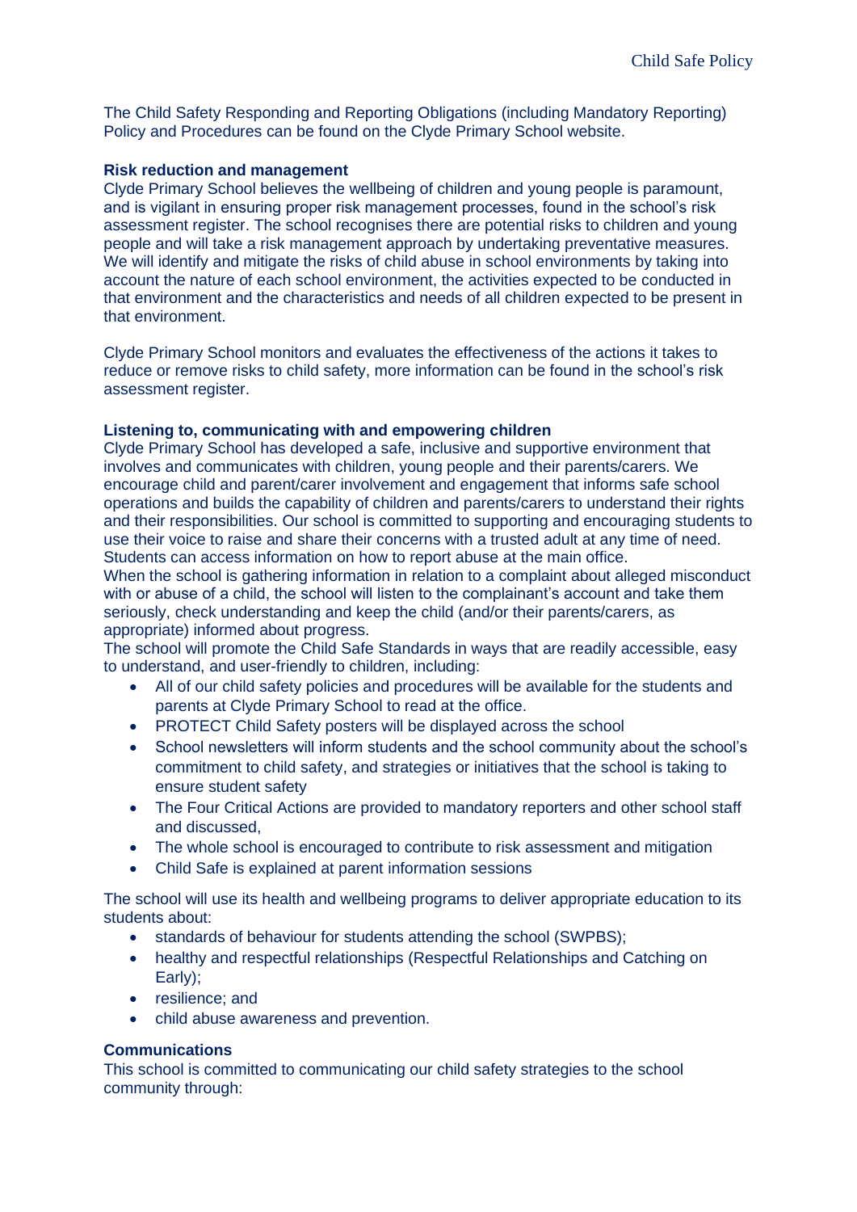The Child Safety Responding and Reporting Obligations (including Mandatory Reporting) Policy and Procedures can be found on the Clyde Primary School website.

**Risk reduction and management**

Clyde Primary School believes the wellbeing of children and young people is paramount, and is vigilant in ensuring proper risk management processes, found in the school's risk assessment register. The school recognises there are potential risks to children and young people and will take a risk management approach by undertaking preventative measures. We will identify and mitigate the risks of child abuse in school environments by taking into account the nature of each school environment, the activities expected to be conducted in that environment and the characteristics and needs of all children expected to be present in that environment.

Clyde Primary School monitors and evaluates the effectiveness of the actions it takes to reduce or remove risks to child safety, more information can be found in the school's risk assessment register.

**Listening to, communicating with and empowering children**

Clyde Primary School has developed a safe, inclusive and supportive environment that involves and communicates with children, young people and their parents/carers. We encourage child and parent/carer involvement and engagement that informs safe school operations and builds the capability of children and parents/carers to understand their rights and their responsibilities. Our school is committed to supporting and encouraging students to use their voice to raise and share their concerns with a trusted adult at any time of need. Students can access information on how to report abuse at the main office.

When the school is gathering information in relation to a complaint about alleged misconduct with or abuse of a child, the school will listen to the complainant's account and take them seriously, check understanding and keep the child (and/or their parents/carers, as appropriate) informed about progress.

The school will promote the Child Safe Standards in ways that are readily accessible, easy to understand, and user-friendly to children, including:

- All of our child safety policies and procedures will be available for the students and parents at Clyde Primary School to read at the office.
- PROTECT Child Safety posters will be displayed across the school
- School newsletters will inform students and the school community about the school's commitment to child safety, and strategies or initiatives that the school is taking to ensure student safety
- The Four Critical Actions are provided to mandatory reporters and other school staff and discussed,
- The whole school is encouraged to contribute to risk assessment and mitigation
- Child Safe is explained at parent information sessions

The school will use its health and wellbeing programs to deliver appropriate education to its students about:

- standards of behaviour for students attending the school (SWPBS);
- healthy and respectful relationships (Respectful Relationships and Catching on Early);
- resilience; and
- child abuse awareness and prevention.

**Communications**

This school is committed to communicating our child safety strategies to the school community through: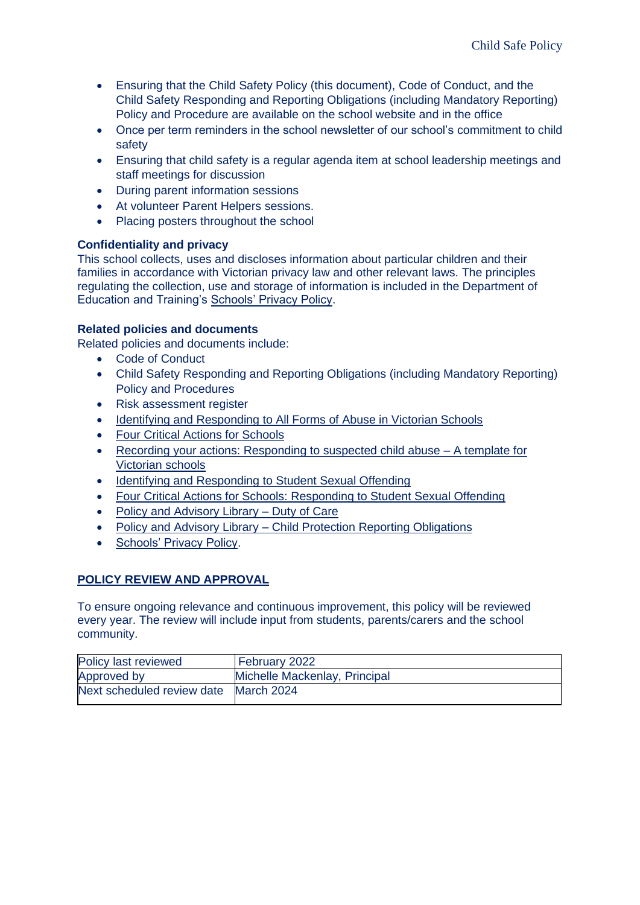- Ensuring that the Child Safety Policy (this document), Code of Conduct, and the Child Safety Responding and Reporting Obligations (including Mandatory Reporting) Policy and Procedure are available on the school website and in the office
- Once per term reminders in the school newsletter of our school's commitment to child safety
- Ensuring that child safety is a regular agenda item at school leadership meetings and staff meetings for discussion
- During parent information sessions
- At volunteer Parent Helpers sessions.
- Placing posters throughout the school

**Confidentiality and privacy**

This school collects, uses and discloses information about particular children and their families in accordance with Victorian privacy law and other relevant laws. The principles regulating the collection, use and storage of information is included in the Department of Education and Training's Schools' Privacy Policy.

**Related policies and documents**

Related policies and documents include:

- Code of Conduct
- Child Safety Responding and Reporting Obligations (including Mandatory Reporting) Policy and Procedures
- Risk assessment register
- Identifying and Responding to All Forms of Abuse in Victorian Schools
- Four Critical Actions for Schools
- Recording your actions: Responding to suspected child abuse – A template for Victorian schools
- Identifying and Responding to Student Sexual Offending
- Four Critical Actions for Schools: Responding to Student Sexual Offending
- Policy and Advisory Library – Duty of Care
- Policy and Advisory Library – Child Protection Reporting Obligations
- Schools' Privacy Policy.

## POLICY REVIEW AND APPROVAL

To ensure ongoing relevance and continuous improvement, this policy will be reviewed every year. The review will include input from students, parents/carers and the school community.

| | |
|---|---|
| Policy last reviewed | February 2022 |
| Approved by | Michelle Mackenlay, Principal |
| Next scheduled review date | March 2024 |